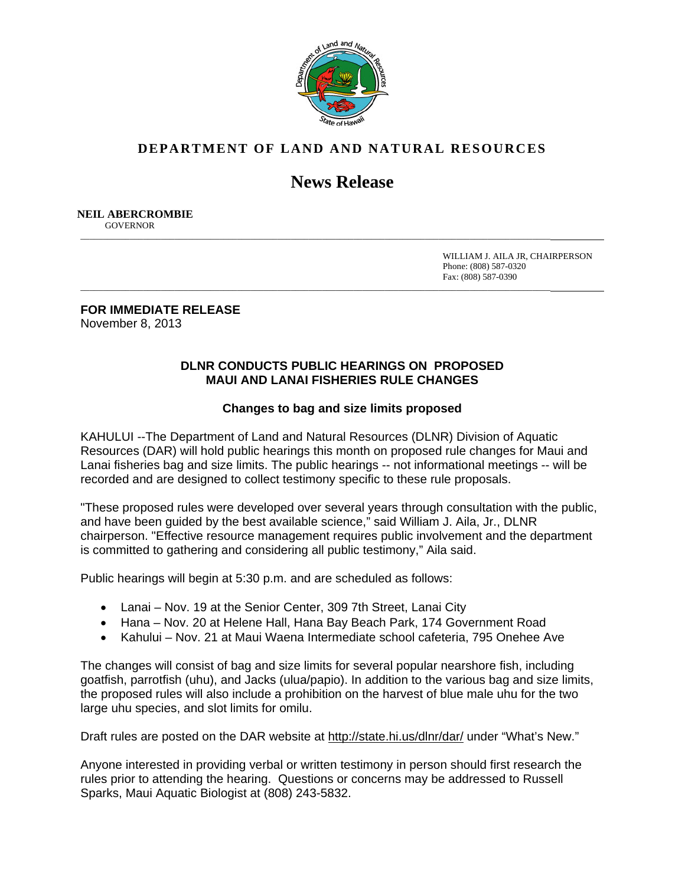# DEPARTMENT OF LAND AND NATURAL RESOURCES

## News Release

**NEIL ABERCROMBIE**
GOVERNOR

WILLIAM J. AILA JR, CHAIRPERSON
Phone: (808) 587-0320
Fax: (808) 587-0390

**FOR IMMEDIATE RELEASE**
November 8, 2013

### DLNR CONDUCTS PUBLIC HEARINGS ON PROPOSED MAUI AND LANAI FISHERIES RULE CHANGES

**Changes to bag and size limits proposed**

KAHULUI --The Department of Land and Natural Resources (DLNR) Division of Aquatic Resources (DAR) will hold public hearings this month on proposed rule changes for Maui and Lanai fisheries bag and size limits. The public hearings -- not informational meetings -- will be recorded and are designed to collect testimony specific to these rule proposals.

"These proposed rules were developed over several years through consultation with the public, and have been guided by the best available science," said William J. Aila, Jr., DLNR chairperson. "Effective resource management requires public involvement and the department is committed to gathering and considering all public testimony," Aila said.

Public hearings will begin at 5:30 p.m. and are scheduled as follows:

- Lanai – Nov. 19 at the Senior Center, 309 7th Street, Lanai City
- Hana – Nov. 20 at Helene Hall, Hana Bay Beach Park, 174 Government Road
- Kahului – Nov. 21 at Maui Waena Intermediate school cafeteria, 795 Onehee Ave

The changes will consist of bag and size limits for several popular nearshore fish, including goatfish, parrotfish (uhu), and Jacks (ulua/papio). In addition to the various bag and size limits, the proposed rules will also include a prohibition on the harvest of blue male uhu for the two large uhu species, and slot limits for omilu.

Draft rules are posted on the DAR website at http://state.hi.us/dlnr/dar/ under "What's New."

Anyone interested in providing verbal or written testimony in person should first research the rules prior to attending the hearing. Questions or concerns may be addressed to Russell Sparks, Maui Aquatic Biologist at (808) 243-5832.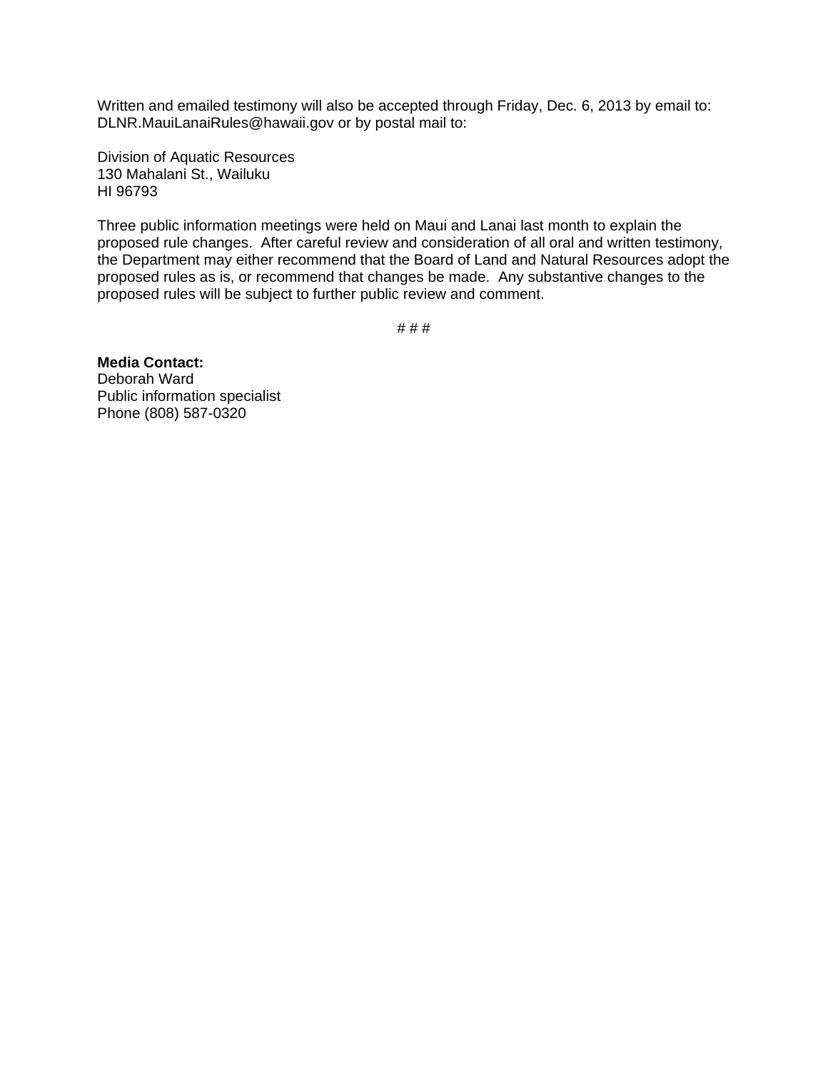Written and emailed testimony will also be accepted through Friday, Dec. 6, 2013 by email to: DLNR.MauiLanaiRules@hawaii.gov or by postal mail to:

Division of Aquatic Resources
130 Mahalani St., Wailuku
HI 96793

Three public information meetings were held on Maui and Lanai last month to explain the proposed rule changes. After careful review and consideration of all oral and written testimony, the Department may either recommend that the Board of Land and Natural Resources adopt the proposed rules as is, or recommend that changes be made. Any substantive changes to the proposed rules will be subject to further public review and comment.

# # #

**Media Contact:**
Deborah Ward
Public information specialist
Phone (808) 587-0320